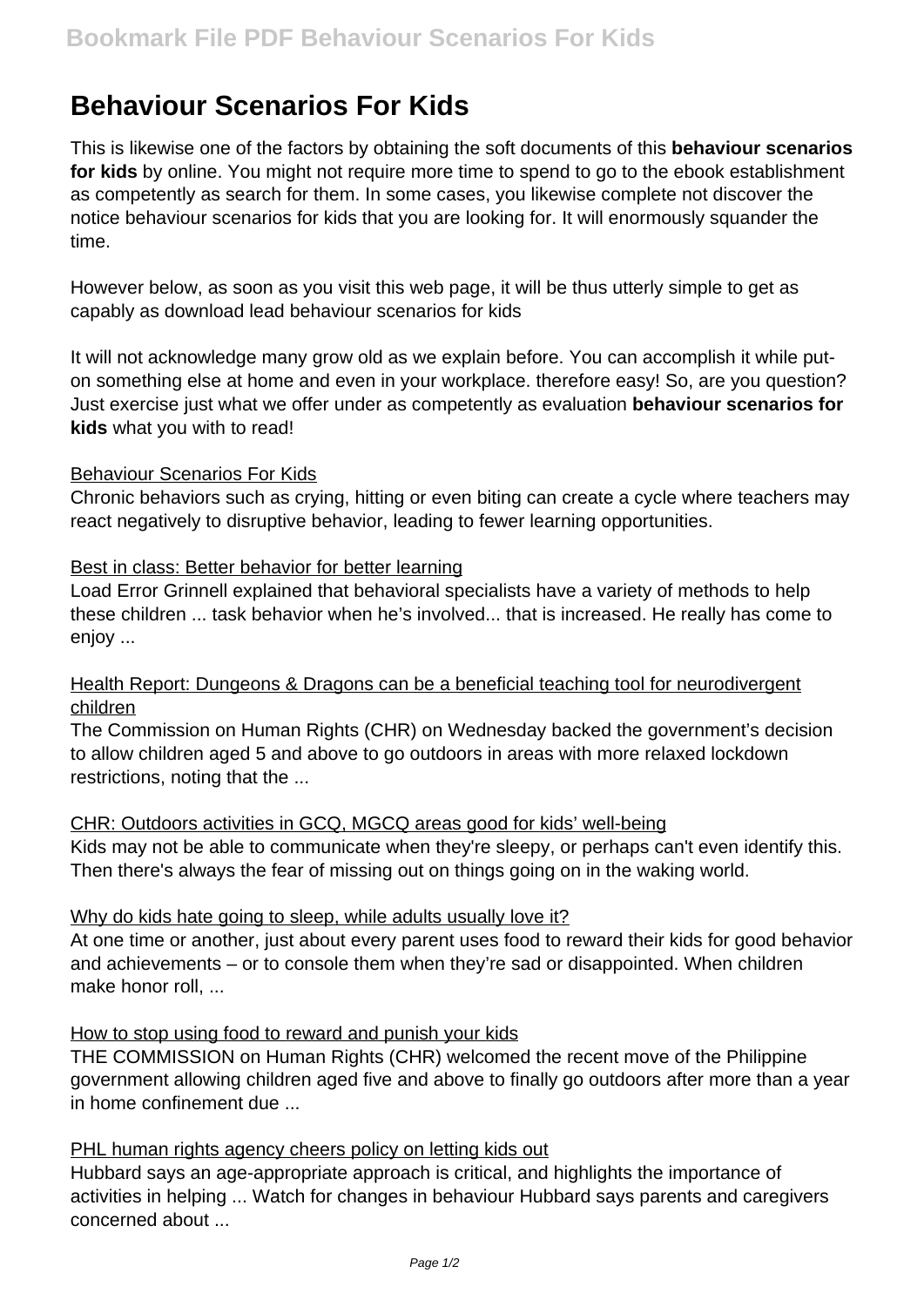# Behaviour Scenarios For Kids

This is likewise one of the factors by obtaining the soft documents of this **behaviour scenarios for kids** by online. You might not require more time to spend to go to the ebook establishment as competently as search for them. In some cases, you likewise complete not discover the notice behaviour scenarios for kids that you are looking for. It will enormously squander the time.

However below, as soon as you visit this web page, it will be thus utterly simple to get as capably as download lead behaviour scenarios for kids

It will not acknowledge many grow old as we explain before. You can accomplish it while put-on something else at home and even in your workplace. therefore easy! So, are you question? Just exercise just what we offer under as competently as evaluation **behaviour scenarios for kids** what you with to read!

Behaviour Scenarios For Kids

Chronic behaviors such as crying, hitting or even biting can create a cycle where teachers may react negatively to disruptive behavior, leading to fewer learning opportunities.

Best in class: Better behavior for better learning

Load Error Grinnell explained that behavioral specialists have a variety of methods to help these children ... task behavior when he's involved... that is increased. He really has come to enjoy ...

Health Report: Dungeons & Dragons can be a beneficial teaching tool for neurodivergent children

The Commission on Human Rights (CHR) on Wednesday backed the government's decision to allow children aged 5 and above to go outdoors in areas with more relaxed lockdown restrictions, noting that the ...

CHR: Outdoors activities in GCQ, MGCQ areas good for kids' well-being

Kids may not be able to communicate when they're sleepy, or perhaps can't even identify this. Then there's always the fear of missing out on things going on in the waking world.

Why do kids hate going to sleep, while adults usually love it?

At one time or another, just about every parent uses food to reward their kids for good behavior and achievements – or to console them when they're sad or disappointed. When children make honor roll, ...

How to stop using food to reward and punish your kids

THE COMMISSION on Human Rights (CHR) welcomed the recent move of the Philippine government allowing children aged five and above to finally go outdoors after more than a year in home confinement due ...

PHL human rights agency cheers policy on letting kids out

Hubbard says an age-appropriate approach is critical, and highlights the importance of activities in helping ... Watch for changes in behaviour Hubbard says parents and caregivers concerned about ...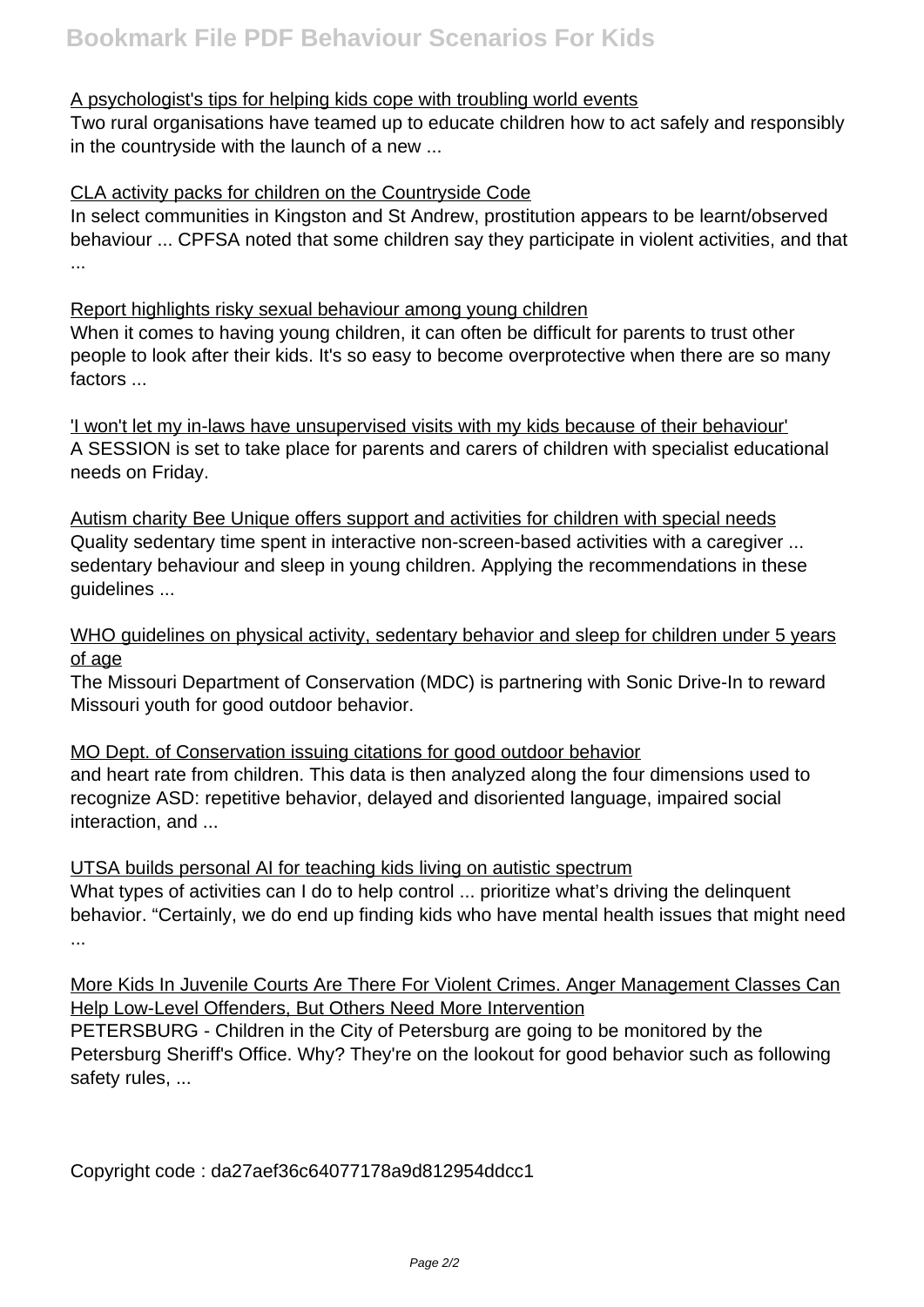A psychologist's tips for helping kids cope with troubling world events

Two rural organisations have teamed up to educate children how to act safely and responsibly in the countryside with the launch of a new ...

CLA activity packs for children on the Countryside Code

In select communities in Kingston and St Andrew, prostitution appears to be learnt/observed behaviour ... CPFSA noted that some children say they participate in violent activities, and that ...

Report highlights risky sexual behaviour among young children

When it comes to having young children, it can often be difficult for parents to trust other people to look after their kids. It's so easy to become overprotective when there are so many factors ...

'I won't let my in-laws have unsupervised visits with my kids because of their behaviour'

A SESSION is set to take place for parents and carers of children with specialist educational needs on Friday.

Autism charity Bee Unique offers support and activities for children with special needs

Quality sedentary time spent in interactive non-screen-based activities with a caregiver ... sedentary behaviour and sleep in young children. Applying the recommendations in these guidelines ...

WHO guidelines on physical activity, sedentary behavior and sleep for children under 5 years of age

The Missouri Department of Conservation (MDC) is partnering with Sonic Drive-In to reward Missouri youth for good outdoor behavior.

MO Dept. of Conservation issuing citations for good outdoor behavior

and heart rate from children. This data is then analyzed along the four dimensions used to recognize ASD: repetitive behavior, delayed and disoriented language, impaired social interaction, and ...

UTSA builds personal AI for teaching kids living on autistic spectrum

What types of activities can I do to help control ... prioritize what's driving the delinquent behavior. "Certainly, we do end up finding kids who have mental health issues that might need ...

More Kids In Juvenile Courts Are There For Violent Crimes. Anger Management Classes Can Help Low-Level Offenders, But Others Need More Intervention

PETERSBURG - Children in the City of Petersburg are going to be monitored by the Petersburg Sheriff's Office. Why? They're on the lookout for good behavior such as following safety rules, ...

Copyright code : da27aef36c64077178a9d812954ddcc1